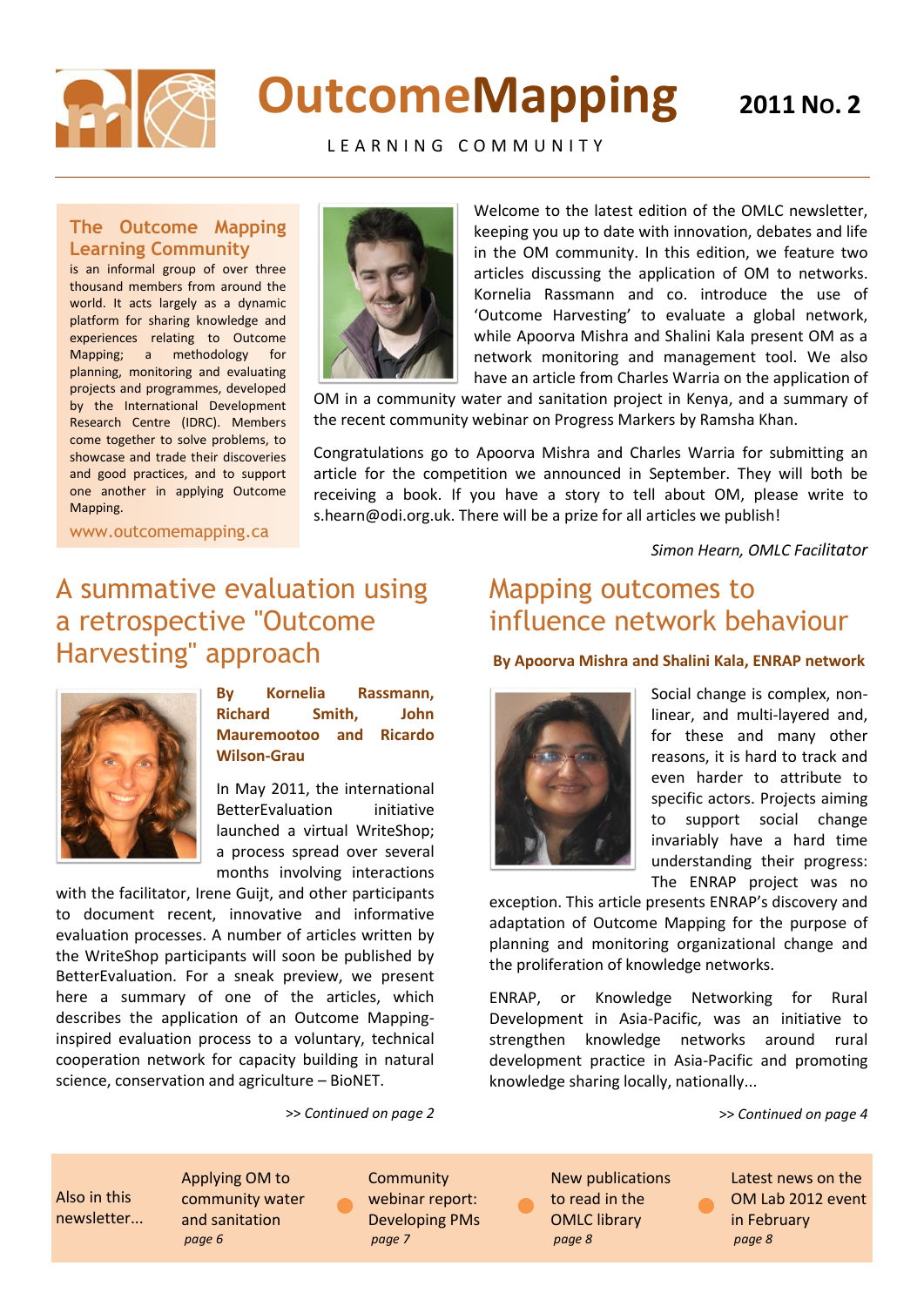# OutcomeMapping

LEARNING COMMUNITY

**2011 No. 2**

**The Outcome Mapping Learning Community** is an informal group of over three thousand members from around the world. It acts largely as a dynamic platform for sharing knowledge and experiences relating to Outcome Mapping; a methodology for planning, monitoring and evaluating projects and programmes, developed by the International Development Research Centre (IDRC). Members come together to solve problems, to showcase and trade their discoveries and good practices, and to support one another in applying Outcome Mapping.

www.outcomemapping.ca

Welcome to the latest edition of the OMLC newsletter, keeping you up to date with innovation, debates and life in the OM community. In this edition, we feature two articles discussing the application of OM to networks. Kornelia Rassmann and co. introduce the use of 'Outcome Harvesting' to evaluate a global network, while Apoorva Mishra and Shalini Kala present OM as a network monitoring and management tool. We also have an article from Charles Warria on the application of OM in a community water and sanitation project in Kenya, and a summary of the recent community webinar on Progress Markers by Ramsha Khan.

Congratulations go to Apoorva Mishra and Charles Warria for submitting an article for the competition we announced in September. They will both be receiving a book. If you have a story to tell about OM, please write to s.hearn@odi.org.uk. There will be a prize for all articles we publish!

*Simon Hearn, OMLC Facilitator*

## A summative evaluation using a retrospective "Outcome Harvesting" approach

**By Kornelia Rassmann, Richard Smith, John Mauremootoo and Ricardo Wilson-Grau**

In May 2011, the international BetterEvaluation initiative launched a virtual WriteShop; a process spread over several months involving interactions with the facilitator, Irene Guijt, and other participants to document recent, innovative and informative evaluation processes. A number of articles written by the WriteShop participants will soon be published by BetterEvaluation. For a sneak preview, we present here a summary of one of the articles, which describes the application of an Outcome Mapping-inspired evaluation process to a voluntary, technical cooperation network for capacity building in natural science, conservation and agriculture – BioNET.

*>> Continued on page 2*

## Mapping outcomes to influence network behaviour

**By Apoorva Mishra and Shalini Kala, ENRAP network**

Social change is complex, non-linear, and multi-layered and, for these and many other reasons, it is hard to track and even harder to attribute to specific actors. Projects aiming to support social change invariably have a hard time understanding their progress: The ENRAP project was no exception. This article presents ENRAP's discovery and adaptation of Outcome Mapping for the purpose of planning and monitoring organizational change and the proliferation of knowledge networks.

ENRAP, or Knowledge Networking for Rural Development in Asia-Pacific, was an initiative to strengthen knowledge networks around rural development practice in Asia-Pacific and promoting knowledge sharing locally, nationally...

*>> Continued on page 4*

Also in this newsletter...

- Applying OM to community water and sanitation *page 6*
- Community webinar report: Developing PMs *page 7*
- New publications to read in the OMLC library *page 8*
- Latest news on the OM Lab 2012 event in February *page 8*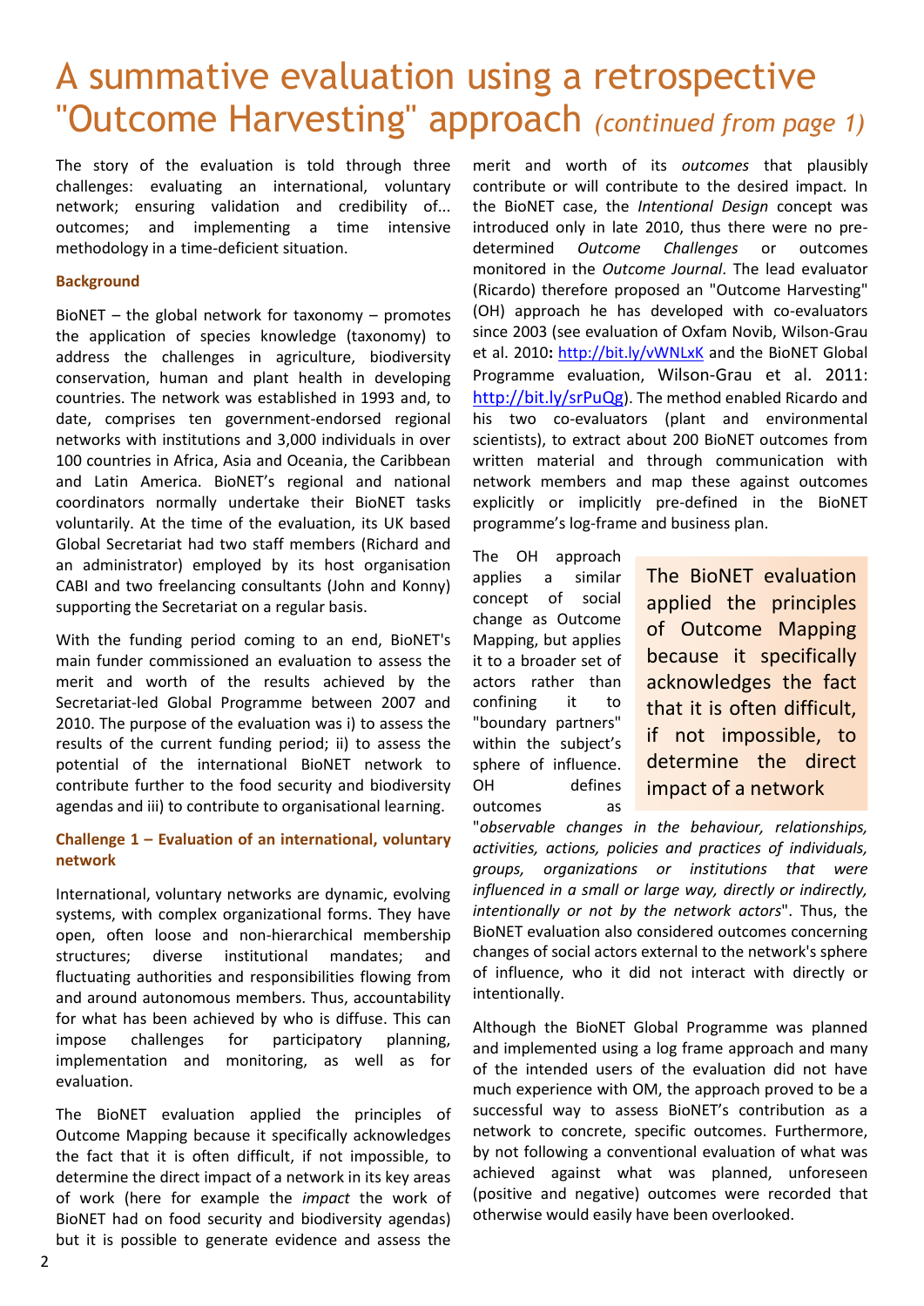# A summative evaluation using a retrospective "Outcome Harvesting" approach *(continued from page 1)*

The story of the evaluation is told through three challenges: evaluating an international, voluntary network; ensuring validation and credibility of... outcomes; and implementing a time intensive methodology in a time-deficient situation.

**Background**

BioNET – the global network for taxonomy – promotes the application of species knowledge (taxonomy) to address the challenges in agriculture, biodiversity conservation, human and plant health in developing countries. The network was established in 1993 and, to date, comprises ten government-endorsed regional networks with institutions and 3,000 individuals in over 100 countries in Africa, Asia and Oceania, the Caribbean and Latin America. BioNET's regional and national coordinators normally undertake their BioNET tasks voluntarily. At the time of the evaluation, its UK based Global Secretariat had two staff members (Richard and an administrator) employed by its host organisation CABI and two freelancing consultants (John and Konny) supporting the Secretariat on a regular basis.

With the funding period coming to an end, BioNET's main funder commissioned an evaluation to assess the merit and worth of the results achieved by the Secretariat-led Global Programme between 2007 and 2010. The purpose of the evaluation was i) to assess the results of the current funding period; ii) to assess the potential of the international BioNET network to contribute further to the food security and biodiversity agendas and iii) to contribute to organisational learning.

**Challenge 1 – Evaluation of an international, voluntary network**

International, voluntary networks are dynamic, evolving systems, with complex organizational forms. They have open, often loose and non-hierarchical membership structures; diverse institutional mandates; and fluctuating authorities and responsibilities flowing from and around autonomous members. Thus, accountability for what has been achieved by who is diffuse. This can impose challenges for participatory planning, implementation and monitoring, as well as for evaluation.

The BioNET evaluation applied the principles of Outcome Mapping because it specifically acknowledges the fact that it is often difficult, if not impossible, to determine the direct impact of a network in its key areas of work (here for example the *impact* the work of BioNET had on food security and biodiversity agendas) but it is possible to generate evidence and assess the merit and worth of its *outcomes* that plausibly contribute or will contribute to the desired impact. In the BioNET case, the *Intentional Design* concept was introduced only in late 2010, thus there were no pre-determined *Outcome Challenges* or outcomes monitored in the *Outcome Journal*. The lead evaluator (Ricardo) therefore proposed an "Outcome Harvesting" (OH) approach he has developed with co-evaluators since 2003 (see evaluation of Oxfam Novib, Wilson-Grau et al. 2010: http://bit.ly/vWNLxK and the BioNET Global Programme evaluation, Wilson-Grau et al. 2011: http://bit.ly/srPuQg). The method enabled Ricardo and his two co-evaluators (plant and environmental scientists), to extract about 200 BioNET outcomes from written material and through communication with network members and map these against outcomes explicitly or implicitly pre-defined in the BioNET programme's log-frame and business plan.

> The BioNET evaluation applied the principles of Outcome Mapping because it specifically acknowledges the fact that it is often difficult, if not impossible, to determine the direct impact of a network

The OH approach applies a similar concept of social change as Outcome Mapping, but applies it to a broader set of actors rather than confining it to "boundary partners" within the subject's sphere of influence. OH defines outcomes as "*observable changes in the behaviour, relationships, activities, actions, policies and practices of individuals, groups, organizations or institutions that were influenced in a small or large way, directly or indirectly, intentionally or not by the network actors*". Thus, the BioNET evaluation also considered outcomes concerning changes of social actors external to the network's sphere of influence, who it did not interact with directly or intentionally.

Although the BioNET Global Programme was planned and implemented using a log frame approach and many of the intended users of the evaluation did not have much experience with OM, the approach proved to be a successful way to assess BioNET's contribution as a network to concrete, specific outcomes. Furthermore, by not following a conventional evaluation of what was achieved against what was planned, unforeseen (positive and negative) outcomes were recorded that otherwise would easily have been overlooked.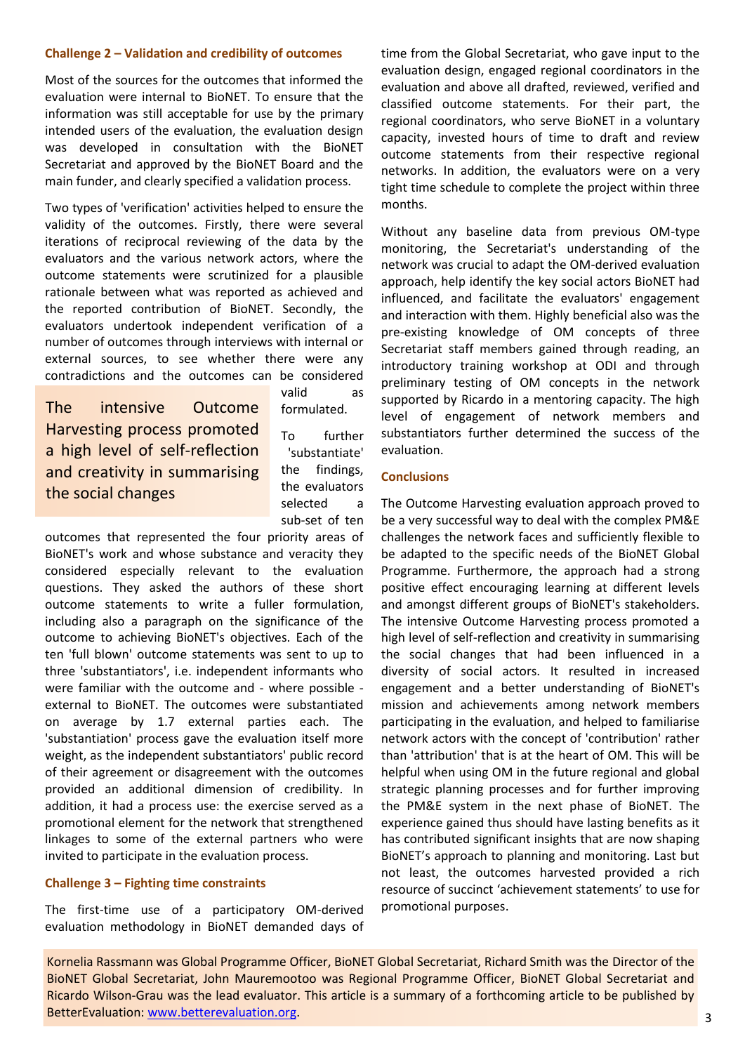### Challenge 2 – Validation and credibility of outcomes

Most of the sources for the outcomes that informed the evaluation were internal to BioNET. To ensure that the information was still acceptable for use by the primary intended users of the evaluation, the evaluation design was developed in consultation with the BioNET Secretariat and approved by the BioNET Board and the main funder, and clearly specified a validation process.

Two types of 'verification' activities helped to ensure the validity of the outcomes. Firstly, there were several iterations of reciprocal reviewing of the data by the evaluators and the various network actors, where the outcome statements were scrutinized for a plausible rationale between what was reported as achieved and the reported contribution of BioNET. Secondly, the evaluators undertook independent verification of a number of outcomes through interviews with internal or external sources, to see whether there were any contradictions and the outcomes can be considered valid as formulated.

> The intensive Outcome Harvesting process promoted a high level of self-reflection and creativity in summarising the social changes

To further 'substantiate' the findings, the evaluators selected a sub-set of ten outcomes that represented the four priority areas of BioNET's work and whose substance and veracity they considered especially relevant to the evaluation questions. They asked the authors of these short outcome statements to write a fuller formulation, including also a paragraph on the significance of the outcome to achieving BioNET's objectives. Each of the ten 'full blown' outcome statements was sent to up to three 'substantiators', i.e. independent informants who were familiar with the outcome and - where possible - external to BioNET. The outcomes were substantiated on average by 1.7 external parties each. The 'substantiation' process gave the evaluation itself more weight, as the independent substantiators' public record of their agreement or disagreement with the outcomes provided an additional dimension of credibility. In addition, it had a process use: the exercise served as a promotional element for the network that strengthened linkages to some of the external partners who were invited to participate in the evaluation process.

### Challenge 3 – Fighting time constraints

The first-time use of a participatory OM-derived evaluation methodology in BioNET demanded days of time from the Global Secretariat, who gave input to the evaluation design, engaged regional coordinators in the evaluation and above all drafted, reviewed, verified and classified outcome statements. For their part, the regional coordinators, who serve BioNET in a voluntary capacity, invested hours of time to draft and review outcome statements from their respective regional networks. In addition, the evaluators were on a very tight time schedule to complete the project within three months.

Without any baseline data from previous OM-type monitoring, the Secretariat's understanding of the network was crucial to adapt the OM-derived evaluation approach, help identify the key social actors BioNET had influenced, and facilitate the evaluators' engagement and interaction with them. Highly beneficial also was the pre-existing knowledge of OM concepts of three Secretariat staff members gained through reading, an introductory training workshop at ODI and through preliminary testing of OM concepts in the network supported by Ricardo in a mentoring capacity. The high level of engagement of network members and substantiators further determined the success of the evaluation.

### Conclusions

The Outcome Harvesting evaluation approach proved to be a very successful way to deal with the complex PM&E challenges the network faces and sufficiently flexible to be adapted to the specific needs of the BioNET Global Programme. Furthermore, the approach had a strong positive effect encouraging learning at different levels and amongst different groups of BioNET's stakeholders. The intensive Outcome Harvesting process promoted a high level of self-reflection and creativity in summarising the social changes that had been influenced in a diversity of social actors. It resulted in increased engagement and a better understanding of BioNET's mission and achievements among network members participating in the evaluation, and helped to familiarise network actors with the concept of 'contribution' rather than 'attribution' that is at the heart of OM. This will be helpful when using OM in the future regional and global strategic planning processes and for further improving the PM&E system in the next phase of BioNET. The experience gained thus should have lasting benefits as it has contributed significant insights that are now shaping BioNET's approach to planning and monitoring. Last but not least, the outcomes harvested provided a rich resource of succinct 'achievement statements' to use for promotional purposes.

Kornelia Rassmann was Global Programme Officer, BioNET Global Secretariat, Richard Smith was the Director of the BioNET Global Secretariat, John Mauremootoo was Regional Programme Officer, BioNET Global Secretariat and Ricardo Wilson-Grau was the lead evaluator. This article is a summary of a forthcoming article to be published by BetterEvaluation: [www.betterevaluation.org](http://www.betterevaluation.org).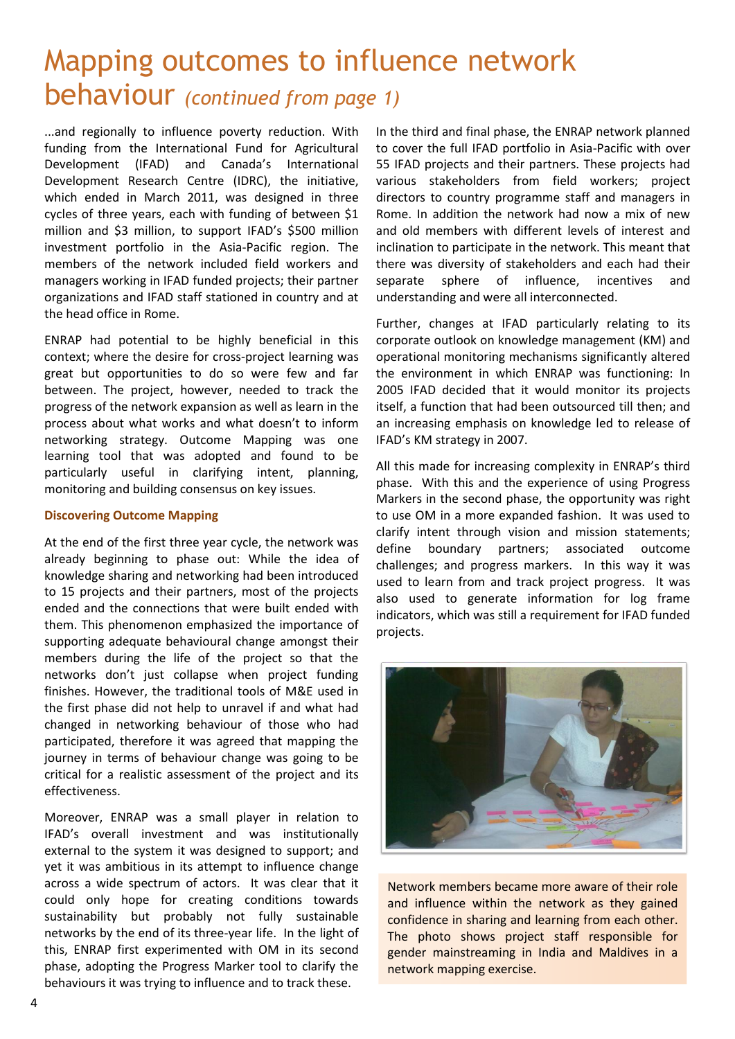# Mapping outcomes to influence network behaviour *(continued from page 1)*

...and regionally to influence poverty reduction. With funding from the International Fund for Agricultural Development (IFAD) and Canada's International Development Research Centre (IDRC), the initiative, which ended in March 2011, was designed in three cycles of three years, each with funding of between $1 million and $3 million, to support IFAD's $500 million investment portfolio in the Asia-Pacific region. The members of the network included field workers and managers working in IFAD funded projects; their partner organizations and IFAD staff stationed in country and at the head office in Rome.

ENRAP had potential to be highly beneficial in this context; where the desire for cross-project learning was great but opportunities to do so were few and far between. The project, however, needed to track the progress of the network expansion as well as learn in the process about what works and what doesn't to inform networking strategy. Outcome Mapping was one learning tool that was adopted and found to be particularly useful in clarifying intent, planning, monitoring and building consensus on key issues.

**Discovering Outcome Mapping**

At the end of the first three year cycle, the network was already beginning to phase out: While the idea of knowledge sharing and networking had been introduced to 15 projects and their partners, most of the projects ended and the connections that were built ended with them. This phenomenon emphasized the importance of supporting adequate behavioural change amongst their members during the life of the project so that the networks don't just collapse when project funding finishes. However, the traditional tools of M&E used in the first phase did not help to unravel if and what had changed in networking behaviour of those who had participated, therefore it was agreed that mapping the journey in terms of behaviour change was going to be critical for a realistic assessment of the project and its effectiveness.

Moreover, ENRAP was a small player in relation to IFAD's overall investment and was institutionally external to the system it was designed to support; and yet it was ambitious in its attempt to influence change across a wide spectrum of actors. It was clear that it could only hope for creating conditions towards sustainability but probably not fully sustainable networks by the end of its three-year life. In the light of this, ENRAP first experimented with OM in its second phase, adopting the Progress Marker tool to clarify the behaviours it was trying to influence and to track these.

In the third and final phase, the ENRAP network planned to cover the full IFAD portfolio in Asia-Pacific with over 55 IFAD projects and their partners. These projects had various stakeholders from field workers; project directors to country programme staff and managers in Rome. In addition the network had now a mix of new and old members with different levels of interest and inclination to participate in the network. This meant that there was diversity of stakeholders and each had their separate sphere of influence, incentives and understanding and were all interconnected.

Further, changes at IFAD particularly relating to its corporate outlook on knowledge management (KM) and operational monitoring mechanisms significantly altered the environment in which ENRAP was functioning: In 2005 IFAD decided that it would monitor its projects itself, a function that had been outsourced till then; and an increasing emphasis on knowledge led to release of IFAD's KM strategy in 2007.

All this made for increasing complexity in ENRAP's third phase. With this and the experience of using Progress Markers in the second phase, the opportunity was right to use OM in a more expanded fashion. It was used to clarify intent through vision and mission statements; define boundary partners; associated outcome challenges; and progress markers. In this way it was used to learn from and track project progress. It was also used to generate information for log frame indicators, which was still a requirement for IFAD funded projects.

Network members became more aware of their role and influence within the network as they gained confidence in sharing and learning from each other. The photo shows project staff responsible for gender mainstreaming in India and Maldives in a network mapping exercise.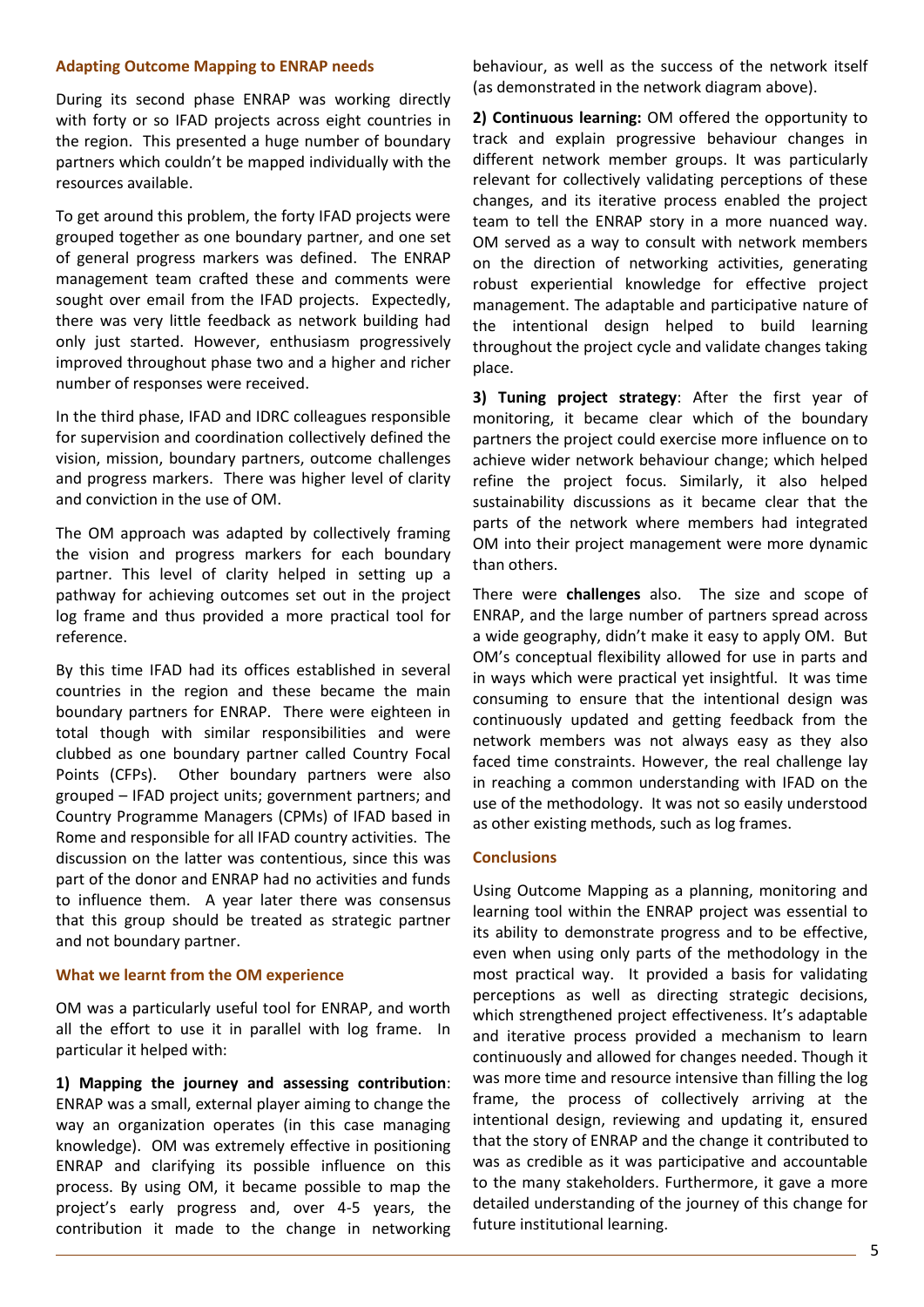### Adapting Outcome Mapping to ENRAP needs

During its second phase ENRAP was working directly with forty or so IFAD projects across eight countries in the region. This presented a huge number of boundary partners which couldn't be mapped individually with the resources available.

To get around this problem, the forty IFAD projects were grouped together as one boundary partner, and one set of general progress markers was defined. The ENRAP management team crafted these and comments were sought over email from the IFAD projects. Expectedly, there was very little feedback as network building had only just started. However, enthusiasm progressively improved throughout phase two and a higher and richer number of responses were received.

In the third phase, IFAD and IDRC colleagues responsible for supervision and coordination collectively defined the vision, mission, boundary partners, outcome challenges and progress markers. There was higher level of clarity and conviction in the use of OM.

The OM approach was adapted by collectively framing the vision and progress markers for each boundary partner. This level of clarity helped in setting up a pathway for achieving outcomes set out in the project log frame and thus provided a more practical tool for reference.

By this time IFAD had its offices established in several countries in the region and these became the main boundary partners for ENRAP. There were eighteen in total though with similar responsibilities and were clubbed as one boundary partner called Country Focal Points (CFPs). Other boundary partners were also grouped – IFAD project units; government partners; and Country Programme Managers (CPMs) of IFAD based in Rome and responsible for all IFAD country activities. The discussion on the latter was contentious, since this was part of the donor and ENRAP had no activities and funds to influence them. A year later there was consensus that this group should be treated as strategic partner and not boundary partner.

### What we learnt from the OM experience

OM was a particularly useful tool for ENRAP, and worth all the effort to use it in parallel with log frame. In particular it helped with:

**1) Mapping the journey and assessing contribution**: ENRAP was a small, external player aiming to change the way an organization operates (in this case managing knowledge). OM was extremely effective in positioning ENRAP and clarifying its possible influence on this process. By using OM, it became possible to map the project's early progress and, over 4-5 years, the contribution it made to the change in networking behaviour, as well as the success of the network itself (as demonstrated in the network diagram above).

**2) Continuous learning:** OM offered the opportunity to track and explain progressive behaviour changes in different network member groups. It was particularly relevant for collectively validating perceptions of these changes, and its iterative process enabled the project team to tell the ENRAP story in a more nuanced way. OM served as a way to consult with network members on the direction of networking activities, generating robust experiential knowledge for effective project management. The adaptable and participative nature of the intentional design helped to build learning throughout the project cycle and validate changes taking place.

**3) Tuning project strategy**: After the first year of monitoring, it became clear which of the boundary partners the project could exercise more influence on to achieve wider network behaviour change; which helped refine the project focus. Similarly, it also helped sustainability discussions as it became clear that the parts of the network where members had integrated OM into their project management were more dynamic than others.

There were **challenges** also. The size and scope of ENRAP, and the large number of partners spread across a wide geography, didn't make it easy to apply OM. But OM's conceptual flexibility allowed for use in parts and in ways which were practical yet insightful. It was time consuming to ensure that the intentional design was continuously updated and getting feedback from the network members was not always easy as they also faced time constraints. However, the real challenge lay in reaching a common understanding with IFAD on the use of the methodology. It was not so easily understood as other existing methods, such as log frames.

### Conclusions

Using Outcome Mapping as a planning, monitoring and learning tool within the ENRAP project was essential to its ability to demonstrate progress and to be effective, even when using only parts of the methodology in the most practical way. It provided a basis for validating perceptions as well as directing strategic decisions, which strengthened project effectiveness. It's adaptable and iterative process provided a mechanism to learn continuously and allowed for changes needed. Though it was more time and resource intensive than filling the log frame, the process of collectively arriving at the intentional design, reviewing and updating it, ensured that the story of ENRAP and the change it contributed to was as credible as it was participative and accountable to the many stakeholders. Furthermore, it gave a more detailed understanding of the journey of this change for future institutional learning.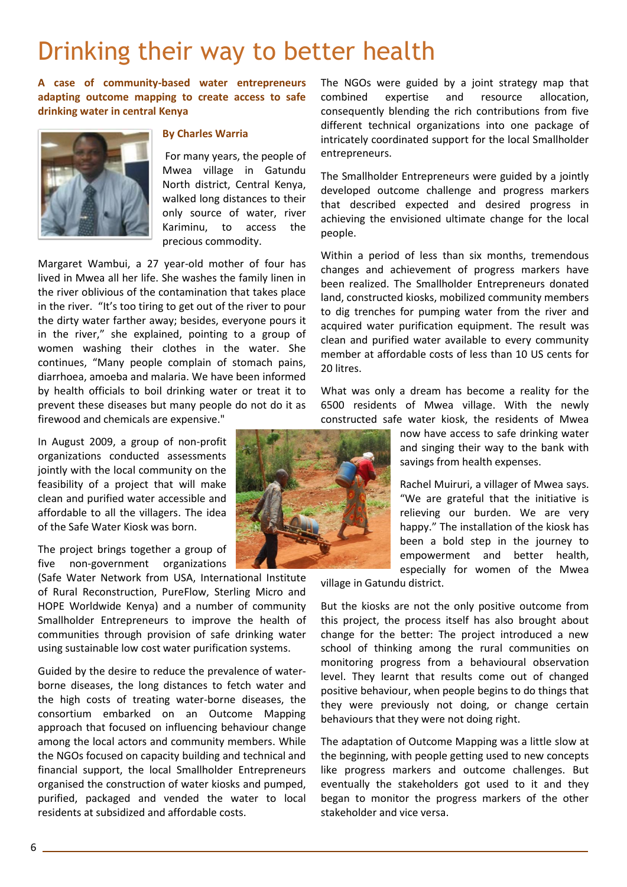# Drinking their way to better health

**A case of community-based water entrepreneurs adapting outcome mapping to create access to safe drinking water in central Kenya**

**By Charles Warria**

For many years, the people of Mwea village in Gatundu North district, Central Kenya, walked long distances to their only source of water, river Kariminu, to access the precious commodity.

Margaret Wambui, a 27 year-old mother of four has lived in Mwea all her life. She washes the family linen in the river oblivious of the contamination that takes place in the river. "It's too tiring to get out of the river to pour the dirty water farther away; besides, everyone pours it in the river," she explained, pointing to a group of women washing their clothes in the water. She continues, "Many people complain of stomach pains, diarrhoea, amoeba and malaria. We have been informed by health officials to boil drinking water or treat it to prevent these diseases but many people do not do it as firewood and chemicals are expensive."

In August 2009, a group of non-profit organizations conducted assessments jointly with the local community on the feasibility of a project that will make clean and purified water accessible and affordable to all the villagers. The idea of the Safe Water Kiosk was born.

The project brings together a group of five non-government organizations (Safe Water Network from USA, International Institute of Rural Reconstruction, PureFlow, Sterling Micro and HOPE Worldwide Kenya) and a number of community Smallholder Entrepreneurs to improve the health of communities through provision of safe drinking water using sustainable low cost water purification systems.

Guided by the desire to reduce the prevalence of water-borne diseases, the long distances to fetch water and the high costs of treating water-borne diseases, the consortium embarked on an Outcome Mapping approach that focused on influencing behaviour change among the local actors and community members. While the NGOs focused on capacity building and technical and financial support, the local Smallholder Entrepreneurs organised the construction of water kiosks and pumped, purified, packaged and vended the water to local residents at subsidized and affordable costs.

The NGOs were guided by a joint strategy map that combined expertise and resource allocation, consequently blending the rich contributions from five different technical organizations into one package of intricately coordinated support for the local Smallholder entrepreneurs.

The Smallholder Entrepreneurs were guided by a jointly developed outcome challenge and progress markers that described expected and desired progress in achieving the envisioned ultimate change for the local people.

Within a period of less than six months, tremendous changes and achievement of progress markers have been realized. The Smallholder Entrepreneurs donated land, constructed kiosks, mobilized community members to dig trenches for pumping water from the river and acquired water purification equipment. The result was clean and purified water available to every community member at affordable costs of less than 10 US cents for 20 litres.

What was only a dream has become a reality for the 6500 residents of Mwea village. With the newly constructed safe water kiosk, the residents of Mwea now have access to safe drinking water and singing their way to the bank with savings from health expenses.

Rachel Muiruri, a villager of Mwea says. "We are grateful that the initiative is relieving our burden. We are very happy." The installation of the kiosk has been a bold step in the journey to empowerment and better health, especially for women of the Mwea village in Gatundu district.

But the kiosks are not the only positive outcome from this project, the process itself has also brought about change for the better: The project introduced a new school of thinking among the rural communities on monitoring progress from a behavioural observation level. They learnt that results come out of changed positive behaviour, when people begins to do things that they were previously not doing, or change certain behaviours that they were not doing right.

The adaptation of Outcome Mapping was a little slow at the beginning, with people getting used to new concepts like progress markers and outcome challenges. But eventually the stakeholders got used to it and they began to monitor the progress markers of the other stakeholder and vice versa.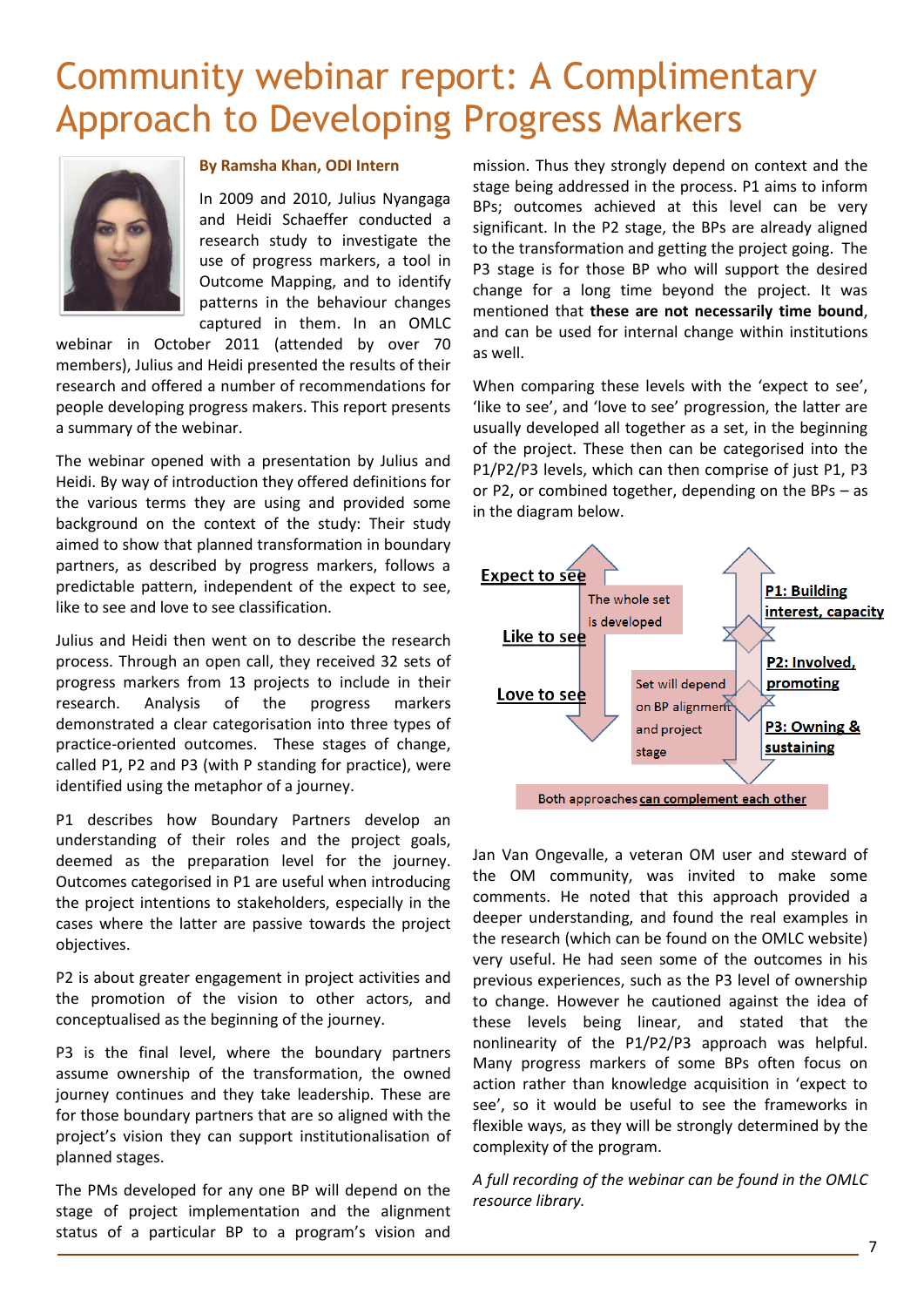# Community webinar report: A Complimentary Approach to Developing Progress Markers

**By Ramsha Khan, ODI Intern**

In 2009 and 2010, Julius Nyangaga and Heidi Schaeffer conducted a research study to investigate the use of progress markers, a tool in Outcome Mapping, and to identify patterns in the behaviour changes captured in them. In an OMLC webinar in October 2011 (attended by over 70 members), Julius and Heidi presented the results of their research and offered a number of recommendations for people developing progress makers. This report presents a summary of the webinar.

The webinar opened with a presentation by Julius and Heidi. By way of introduction they offered definitions for the various terms they are using and provided some background on the context of the study: Their study aimed to show that planned transformation in boundary partners, as described by progress markers, follows a predictable pattern, independent of the expect to see, like to see and love to see classification.

Julius and Heidi then went on to describe the research process. Through an open call, they received 32 sets of progress markers from 13 projects to include in their research. Analysis of the progress markers demonstrated a clear categorisation into three types of practice-oriented outcomes. These stages of change, called P1, P2 and P3 (with P standing for practice), were identified using the metaphor of a journey.

P1 describes how Boundary Partners develop an understanding of their roles and the project goals, deemed as the preparation level for the journey. Outcomes categorised in P1 are useful when introducing the project intentions to stakeholders, especially in the cases where the latter are passive towards the project objectives.

P2 is about greater engagement in project activities and the promotion of the vision to other actors, and conceptualised as the beginning of the journey.

P3 is the final level, where the boundary partners assume ownership of the transformation, the owned journey continues and they take leadership. These are for those boundary partners that are so aligned with the project's vision they can support institutionalisation of planned stages.

The PMs developed for any one BP will depend on the stage of project implementation and the alignment status of a particular BP to a program's vision and mission. Thus they strongly depend on context and the stage being addressed in the process. P1 aims to inform BPs; outcomes achieved at this level can be very significant. In the P2 stage, the BPs are already aligned to the transformation and getting the project going. The P3 stage is for those BP who will support the desired change for a long time beyond the project. It was mentioned that **these are not necessarily time bound**, and can be used for internal change within institutions as well.

When comparing these levels with the 'expect to see', 'like to see', and 'love to see' progression, the latter are usually developed all together as a set, in the beginning of the project. These then can be categorised into the P1/P2/P3 levels, which can then comprise of just P1, P3 or P2, or combined together, depending on the BPs – as in the diagram below.

**Expect to see** / **Like to see** / **Love to see** — The whole set is developed

**P1: Building interest, capacity** / **P2: Involved, promoting** / **P3: Owning & sustaining** — Set will depend on BP alignment and project stage

Both approaches **can complement each other**

Jan Van Ongevalle, a veteran OM user and steward of the OM community, was invited to make some comments. He noted that this approach provided a deeper understanding, and found the real examples in the research (which can be found on the OMLC website) very useful. He had seen some of the outcomes in his previous experiences, such as the P3 level of ownership to change. However he cautioned against the idea of these levels being linear, and stated that the nonlinearity of the P1/P2/P3 approach was helpful. Many progress markers of some BPs often focus on action rather than knowledge acquisition in 'expect to see', so it would be useful to see the frameworks in flexible ways, as they will be strongly determined by the complexity of the program.

*A full recording of the webinar can be found in the OMLC resource library.*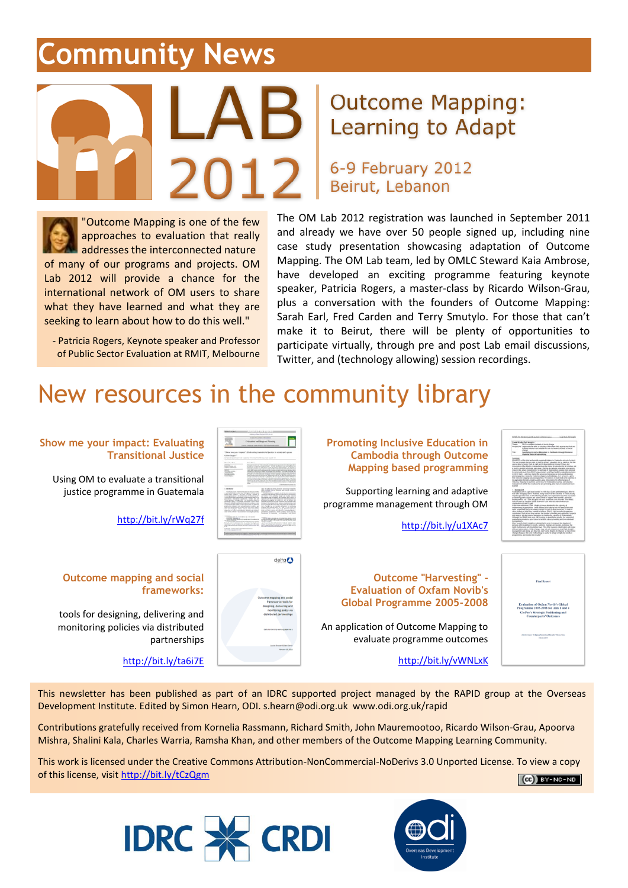# Community News

# LAB 2012

## Outcome Mapping: Learning to Adapt

6-9 February 2012
Beirut, Lebanon

"Outcome Mapping is one of the few approaches to evaluation that really addresses the interconnected nature of many of our programs and projects. OM Lab 2012 will provide a chance for the international network of OM users to share what they have learned and what they are seeking to learn about how to do this well."

- Patricia Rogers, Keynote speaker and Professor of Public Sector Evaluation at RMIT, Melbourne

The OM Lab 2012 registration was launched in September 2011 and already we have over 50 people signed up, including nine case study presentation showcasing adaptation of Outcome Mapping. The OM Lab team, led by OMLC Steward Kaia Ambrose, have developed an exciting programme featuring keynote speaker, Patricia Rogers, a master-class by Ricardo Wilson-Grau, plus a conversation with the founders of Outcome Mapping: Sarah Earl, Fred Carden and Terry Smutylo. For those that can't make it to Beirut, there will be plenty of opportunities to participate virtually, through pre and post Lab email discussions, Twitter, and (technology allowing) session recordings.

# New resources in the community library

### Show me your impact: Evaluating Transitional Justice

Using OM to evaluate a transitional justice programme in Guatemala

http://bit.ly/rWq27f

### Promoting Inclusive Education in Cambodia through Outcome Mapping based programming

Supporting learning and adaptive programme management through OM

http://bit.ly/u1XAc7

### Outcome mapping and social frameworks:

tools for designing, delivering and monitoring policies via distributed partnerships

http://bit.ly/ta6i7E

### Outcome "Harvesting" - Evaluation of Oxfam Novib's Global Programme 2005-2008

An application of Outcome Mapping to evaluate programme outcomes

http://bit.ly/vWNLxK

This newsletter has been published as part of an IDRC supported project managed by the RAPID group at the Overseas Development Institute. Edited by Simon Hearn, ODI. s.hearn@odi.org.uk www.odi.org.uk/rapid

Contributions gratefully received from Kornelia Rassmann, Richard Smith, John Mauremootoo, Ricardo Wilson-Grau, Apoorva Mishra, Shalini Kala, Charles Warria, Ramsha Khan, and other members of the Outcome Mapping Learning Community.

This work is licensed under the Creative Commons Attribution-NonCommercial-NoDerivs 3.0 Unported License. To view a copy of this license, visit http://bit.ly/tCzQgm

IDRC CRDI

odi Overseas Development Institute